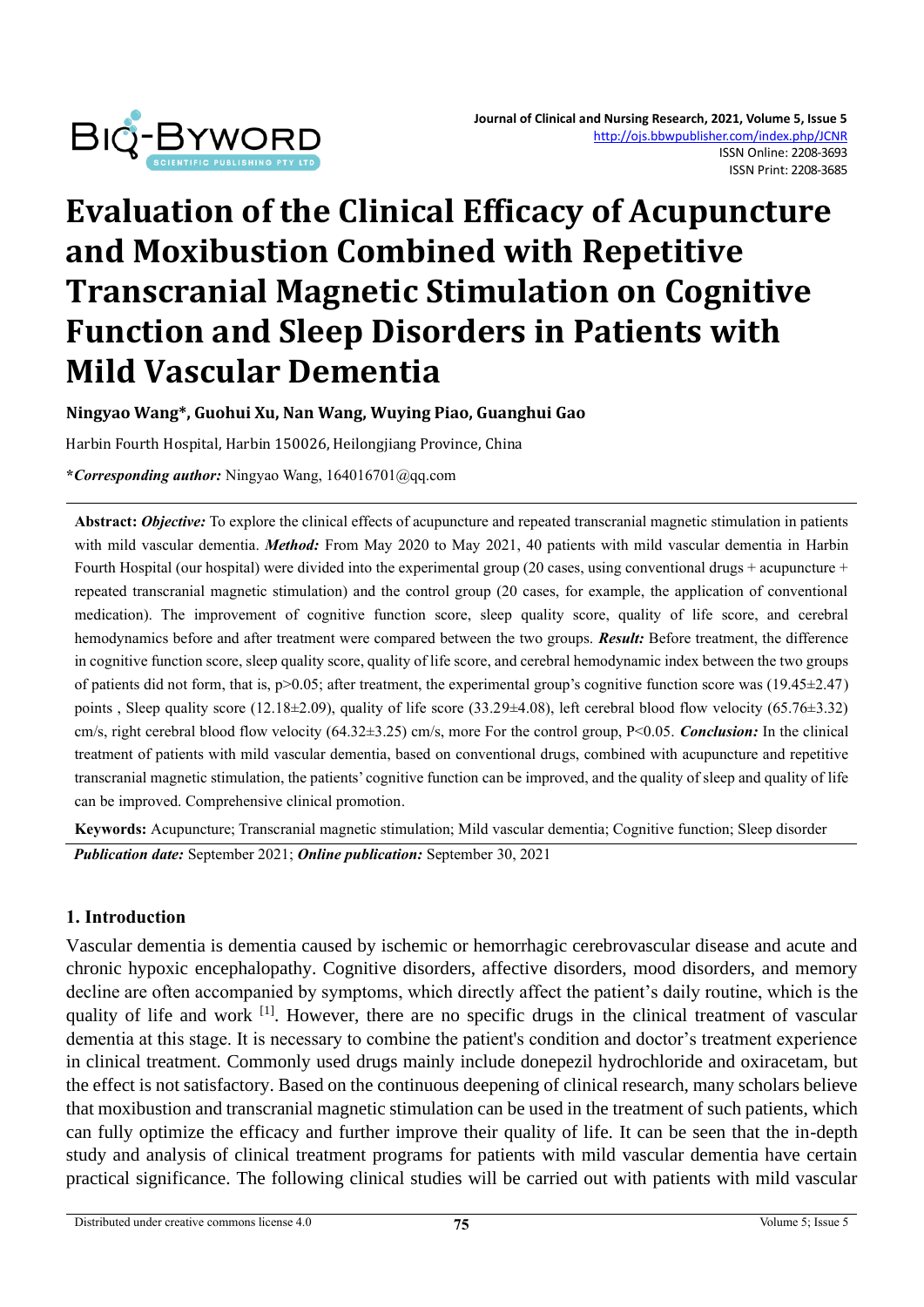# Evaluation of the Clinical Efficacy of Acupuncture and Moxibustion Combined with Repetitive Transcranial Magnetic Stimulation on Cognitive Function and Sleep Disorders in Patients with Mild Vascular Dementia

**Ningyao Wang*, Guohui Xu, Nan Wang, Wuying Piao, Guanghui Gao**

Harbin Fourth Hospital, Harbin 150026, Heilongjiang Province, China

***Corresponding author:*** Ningyao Wang, 164016701@qq.com

**Abstract:** ***Objective:*** To explore the clinical effects of acupuncture and repeated transcranial magnetic stimulation in patients with mild vascular dementia. ***Method:*** From May 2020 to May 2021, 40 patients with mild vascular dementia in Harbin Fourth Hospital (our hospital) were divided into the experimental group (20 cases, using conventional drugs + acupuncture + repeated transcranial magnetic stimulation) and the control group (20 cases, for example, the application of conventional medication). The improvement of cognitive function score, sleep quality score, quality of life score, and cerebral hemodynamics before and after treatment were compared between the two groups. ***Result:*** Before treatment, the difference in cognitive function score, sleep quality score, quality of life score, and cerebral hemodynamic index between the two groups of patients did not form, that is, $p>0.05$; after treatment, the experimental group's cognitive function score was (19.45±2.47) points , Sleep quality score (12.18±2.09), quality of life score (33.29±4.08), left cerebral blood flow velocity (65.76±3.32) cm/s, right cerebral blood flow velocity (64.32±3.25) cm/s, more For the control group, $P<0.05$. ***Conclusion:*** In the clinical treatment of patients with mild vascular dementia, based on conventional drugs, combined with acupuncture and repetitive transcranial magnetic stimulation, the patients' cognitive function can be improved, and the quality of sleep and quality of life can be improved. Comprehensive clinical promotion.

**Keywords:** Acupuncture; Transcranial magnetic stimulation; Mild vascular dementia; Cognitive function; Sleep disorder

***Publication date:*** September 2021; ***Online publication:*** September 30, 2021

## 1. Introduction

Vascular dementia is dementia caused by ischemic or hemorrhagic cerebrovascular disease and acute and chronic hypoxic encephalopathy. Cognitive disorders, affective disorders, mood disorders, and memory decline are often accompanied by symptoms, which directly affect the patient's daily routine, which is the quality of life and work [1]. However, there are no specific drugs in the clinical treatment of vascular dementia at this stage. It is necessary to combine the patient's condition and doctor's treatment experience in clinical treatment. Commonly used drugs mainly include donepezil hydrochloride and oxiracetam, but the effect is not satisfactory. Based on the continuous deepening of clinical research, many scholars believe that moxibustion and transcranial magnetic stimulation can be used in the treatment of such patients, which can fully optimize the efficacy and further improve their quality of life. It can be seen that the in-depth study and analysis of clinical treatment programs for patients with mild vascular dementia have certain practical significance. The following clinical studies will be carried out with patients with mild vascular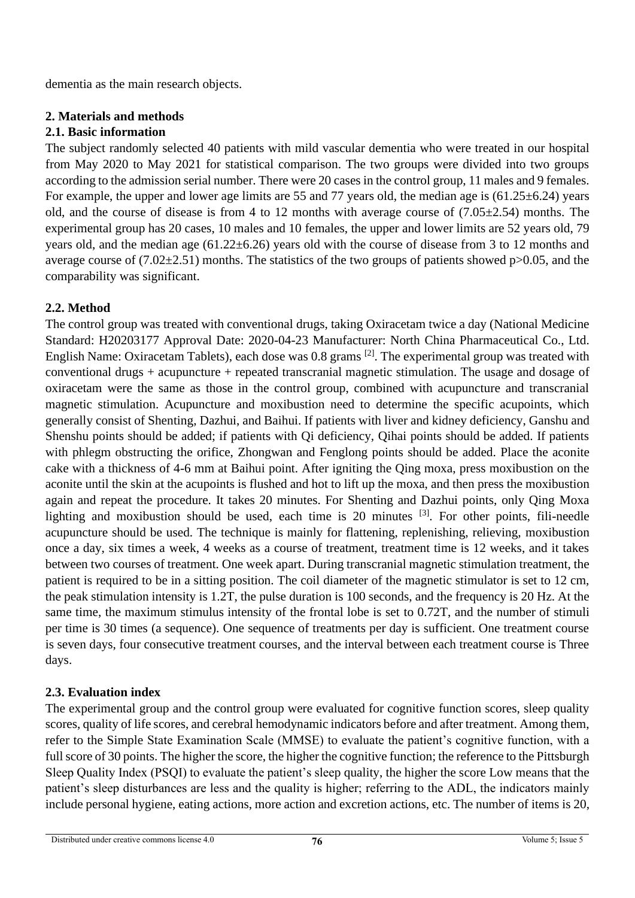dementia as the main research objects.

## 2. Materials and methods

### 2.1. Basic information

The subject randomly selected 40 patients with mild vascular dementia who were treated in our hospital from May 2020 to May 2021 for statistical comparison. The two groups were divided into two groups according to the admission serial number. There were 20 cases in the control group, 11 males and 9 females. For example, the upper and lower age limits are 55 and 77 years old, the median age is (61.25±6.24) years old, and the course of disease is from 4 to 12 months with average course of (7.05±2.54) months. The experimental group has 20 cases, 10 males and 10 females, the upper and lower limits are 52 years old, 79 years old, and the median age (61.22±6.26) years old with the course of disease from 3 to 12 months and average course of (7.02±2.51) months. The statistics of the two groups of patients showed $p>0.05$, and the comparability was significant.

### 2.2. Method

The control group was treated with conventional drugs, taking Oxiracetam twice a day (National Medicine Standard: H20203177 Approval Date: 2020-04-23 Manufacturer: North China Pharmaceutical Co., Ltd. English Name: Oxiracetam Tablets), each dose was 0.8 grams [2]. The experimental group was treated with conventional drugs + acupuncture + repeated transcranial magnetic stimulation. The usage and dosage of oxiracetam were the same as those in the control group, combined with acupuncture and transcranial magnetic stimulation. Acupuncture and moxibustion need to determine the specific acupoints, which generally consist of Shenting, Dazhui, and Baihui. If patients with liver and kidney deficiency, Ganshu and Shenshu points should be added; if patients with Qi deficiency, Qihai points should be added. If patients with phlegm obstructing the orifice, Zhongwan and Fenglong points should be added. Place the aconite cake with a thickness of 4-6 mm at Baihui point. After igniting the Qing moxa, press moxibustion on the aconite until the skin at the acupoints is flushed and hot to lift up the moxa, and then press the moxibustion again and repeat the procedure. It takes 20 minutes. For Shenting and Dazhui points, only Qing Moxa lighting and moxibustion should be used, each time is 20 minutes [3]. For other points, fili-needle acupuncture should be used. The technique is mainly for flattening, replenishing, relieving, moxibustion once a day, six times a week, 4 weeks as a course of treatment, treatment time is 12 weeks, and it takes between two courses of treatment. One week apart. During transcranial magnetic stimulation treatment, the patient is required to be in a sitting position. The coil diameter of the magnetic stimulator is set to 12 cm, the peak stimulation intensity is 1.2T, the pulse duration is 100 seconds, and the frequency is 20 Hz. At the same time, the maximum stimulus intensity of the frontal lobe is set to 0.72T, and the number of stimuli per time is 30 times (a sequence). One sequence of treatments per day is sufficient. One treatment course is seven days, four consecutive treatment courses, and the interval between each treatment course is Three days.

### 2.3. Evaluation index

The experimental group and the control group were evaluated for cognitive function scores, sleep quality scores, quality of life scores, and cerebral hemodynamic indicators before and after treatment. Among them, refer to the Simple State Examination Scale (MMSE) to evaluate the patient's cognitive function, with a full score of 30 points. The higher the score, the higher the cognitive function; the reference to the Pittsburgh Sleep Quality Index (PSQI) to evaluate the patient's sleep quality, the higher the score Low means that the patient's sleep disturbances are less and the quality is higher; referring to the ADL, the indicators mainly include personal hygiene, eating actions, more action and excretion actions, etc. The number of items is 20,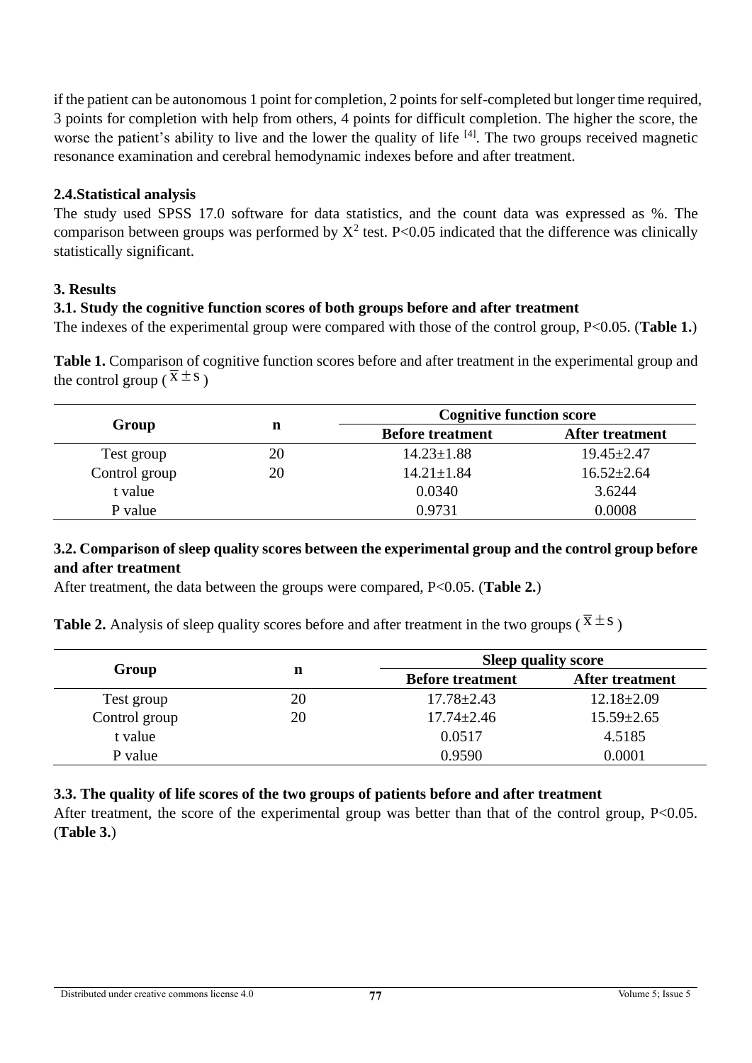if the patient can be autonomous 1 point for completion, 2 points for self-completed but longer time required, 3 points for completion with help from others, 4 points for difficult completion. The higher the score, the worse the patient's ability to live and the lower the quality of life [4]. The two groups received magnetic resonance examination and cerebral hemodynamic indexes before and after treatment.

### 2.4.Statistical analysis

The study used SPSS 17.0 software for data statistics, and the count data was expressed as %. The comparison between groups was performed by $X^2$ test. P<0.05 indicated that the difference was clinically statistically significant.

## 3. Results

### 3.1. Study the cognitive function scores of both groups before and after treatment

The indexes of the experimental group were compared with those of the control group, P<0.05. (**Table 1.**)

**Table 1.** Comparison of cognitive function scores before and after treatment in the experimental group and the control group ($\overline{x} \pm s$)

| Group | n | Cognitive function score | |
|---|---|---|---|
| | | Before treatment | After treatment |
| Test group | 20 | 14.23±1.88 | 19.45±2.47 |
| Control group | 20 | 14.21±1.84 | 16.52±2.64 |
| t value | | 0.0340 | 3.6244 |
| P value | | 0.9731 | 0.0008 |

### 3.2. Comparison of sleep quality scores between the experimental group and the control group before and after treatment

After treatment, the data between the groups were compared, P<0.05. (**Table 2.**)

**Table 2.** Analysis of sleep quality scores before and after treatment in the two groups ($\overline{x} \pm s$)

| Group | n | Sleep quality score | |
|---|---|---|---|
| | | Before treatment | After treatment |
| Test group | 20 | 17.78±2.43 | 12.18±2.09 |
| Control group | 20 | 17.74±2.46 | 15.59±2.65 |
| t value | | 0.0517 | 4.5185 |
| P value | | 0.9590 | 0.0001 |

### 3.3. The quality of life scores of the two groups of patients before and after treatment

After treatment, the score of the experimental group was better than that of the control group, P<0.05. (**Table 3.**)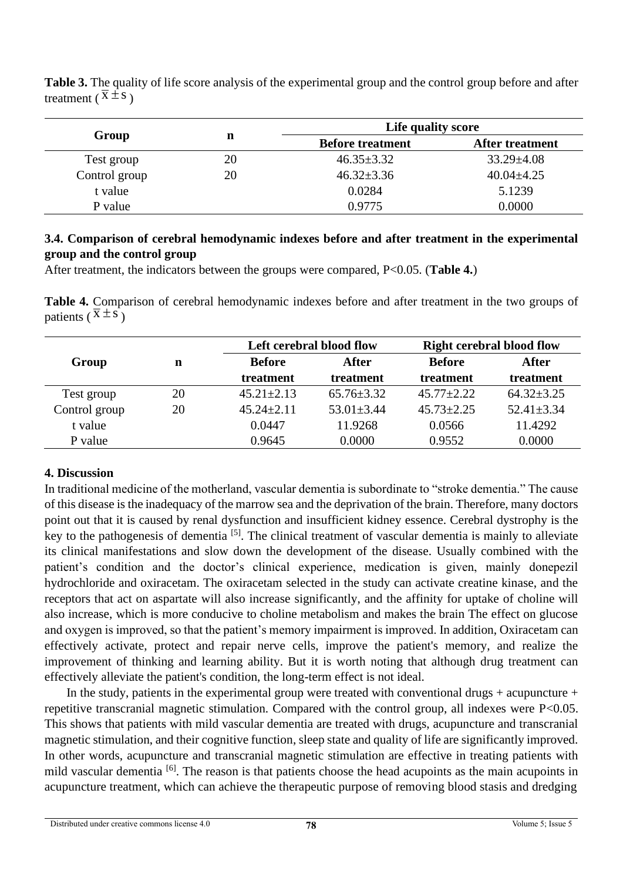**Table 3.** The quality of life score analysis of the experimental group and the control group before and after treatment ( $\bar{x} \pm s$ )

| Group | n | Life quality score | |
|---|---|---|---|
| | | Before treatment | After treatment |
| Test group | 20 | 46.35±3.32 | 33.29±4.08 |
| Control group | 20 | 46.32±3.36 | 40.04±4.25 |
| t value | | 0.0284 | 5.1239 |
| P value | | 0.9775 | 0.0000 |

### 3.4. Comparison of cerebral hemodynamic indexes before and after treatment in the experimental group and the control group

After treatment, the indicators between the groups were compared, P<0.05. (**Table 4.**)

**Table 4.** Comparison of cerebral hemodynamic indexes before and after treatment in the two groups of patients ( $\bar{x} \pm s$ )

| Group | n | Left cerebral blood flow | | Right cerebral blood flow | |
|---|---|---|---|---|---|
| | | Before treatment | After treatment | Before treatment | After treatment |
| Test group | 20 | 45.21±2.13 | 65.76±3.32 | 45.77±2.22 | 64.32±3.25 |
| Control group | 20 | 45.24±2.11 | 53.01±3.44 | 45.73±2.25 | 52.41±3.34 |
| t value | | 0.0447 | 11.9268 | 0.0566 | 11.4292 |
| P value | | 0.9645 | 0.0000 | 0.9552 | 0.0000 |

## 4. Discussion

In traditional medicine of the motherland, vascular dementia is subordinate to "stroke dementia." The cause of this disease is the inadequacy of the marrow sea and the deprivation of the brain. Therefore, many doctors point out that it is caused by renal dysfunction and insufficient kidney essence. Cerebral dystrophy is the key to the pathogenesis of dementia [5]. The clinical treatment of vascular dementia is mainly to alleviate its clinical manifestations and slow down the development of the disease. Usually combined with the patient's condition and the doctor's clinical experience, medication is given, mainly donepezil hydrochloride and oxiracetam. The oxiracetam selected in the study can activate creatine kinase, and the receptors that act on aspartate will also increase significantly, and the affinity for uptake of choline will also increase, which is more conducive to choline metabolism and makes the brain The effect on glucose and oxygen is improved, so that the patient's memory impairment is improved. In addition, Oxiracetam can effectively activate, protect and repair nerve cells, improve the patient's memory, and realize the improvement of thinking and learning ability. But it is worth noting that although drug treatment can effectively alleviate the patient's condition, the long-term effect is not ideal.

In the study, patients in the experimental group were treated with conventional drugs + acupuncture + repetitive transcranial magnetic stimulation. Compared with the control group, all indexes were P<0.05. This shows that patients with mild vascular dementia are treated with drugs, acupuncture and transcranial magnetic stimulation, and their cognitive function, sleep state and quality of life are significantly improved. In other words, acupuncture and transcranial magnetic stimulation are effective in treating patients with mild vascular dementia [6]. The reason is that patients choose the head acupoints as the main acupoints in acupuncture treatment, which can achieve the therapeutic purpose of removing blood stasis and dredging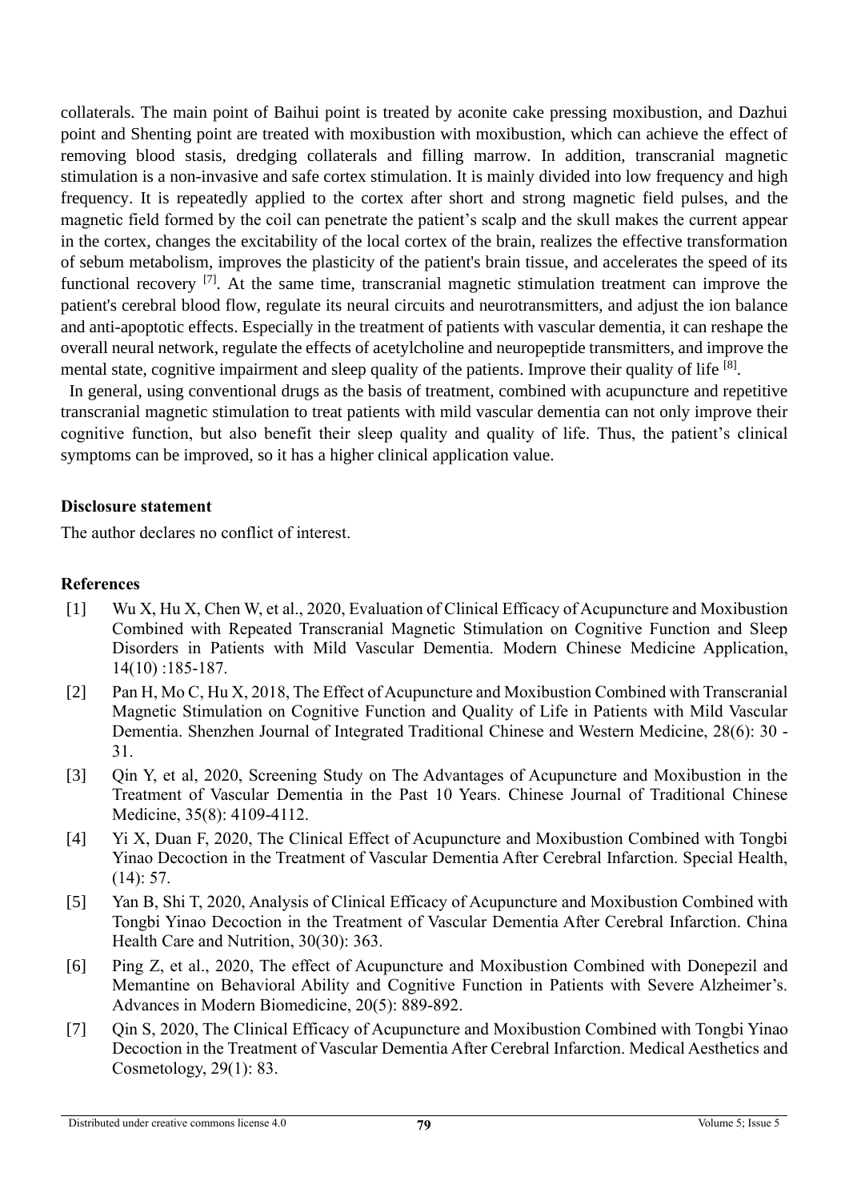collaterals. The main point of Baihui point is treated by aconite cake pressing moxibustion, and Dazhui point and Shenting point are treated with moxibustion with moxibustion, which can achieve the effect of removing blood stasis, dredging collaterals and filling marrow. In addition, transcranial magnetic stimulation is a non-invasive and safe cortex stimulation. It is mainly divided into low frequency and high frequency. It is repeatedly applied to the cortex after short and strong magnetic field pulses, and the magnetic field formed by the coil can penetrate the patient's scalp and the skull makes the current appear in the cortex, changes the excitability of the local cortex of the brain, realizes the effective transformation of sebum metabolism, improves the plasticity of the patient's brain tissue, and accelerates the speed of its functional recovery [7]. At the same time, transcranial magnetic stimulation treatment can improve the patient's cerebral blood flow, regulate its neural circuits and neurotransmitters, and adjust the ion balance and anti-apoptotic effects. Especially in the treatment of patients with vascular dementia, it can reshape the overall neural network, regulate the effects of acetylcholine and neuropeptide transmitters, and improve the mental state, cognitive impairment and sleep quality of the patients. Improve their quality of life [8].

In general, using conventional drugs as the basis of treatment, combined with acupuncture and repetitive transcranial magnetic stimulation to treat patients with mild vascular dementia can not only improve their cognitive function, but also benefit their sleep quality and quality of life. Thus, the patient's clinical symptoms can be improved, so it has a higher clinical application value.

**Disclosure statement**

The author declares no conflict of interest.

**References**

[1] Wu X, Hu X, Chen W, et al., 2020, Evaluation of Clinical Efficacy of Acupuncture and Moxibustion Combined with Repeated Transcranial Magnetic Stimulation on Cognitive Function and Sleep Disorders in Patients with Mild Vascular Dementia. Modern Chinese Medicine Application, 14(10) :185-187.

[2] Pan H, Mo C, Hu X, 2018, The Effect of Acupuncture and Moxibustion Combined with Transcranial Magnetic Stimulation on Cognitive Function and Quality of Life in Patients with Mild Vascular Dementia. Shenzhen Journal of Integrated Traditional Chinese and Western Medicine, 28(6): 30 - 31.

[3] Qin Y, et al, 2020, Screening Study on The Advantages of Acupuncture and Moxibustion in the Treatment of Vascular Dementia in the Past 10 Years. Chinese Journal of Traditional Chinese Medicine, 35(8): 4109-4112.

[4] Yi X, Duan F, 2020, The Clinical Effect of Acupuncture and Moxibustion Combined with Tongbi Yinao Decoction in the Treatment of Vascular Dementia After Cerebral Infarction. Special Health, (14): 57.

[5] Yan B, Shi T, 2020, Analysis of Clinical Efficacy of Acupuncture and Moxibustion Combined with Tongbi Yinao Decoction in the Treatment of Vascular Dementia After Cerebral Infarction. China Health Care and Nutrition, 30(30): 363.

[6] Ping Z, et al., 2020, The effect of Acupuncture and Moxibustion Combined with Donepezil and Memantine on Behavioral Ability and Cognitive Function in Patients with Severe Alzheimer's. Advances in Modern Biomedicine, 20(5): 889-892.

[7] Qin S, 2020, The Clinical Efficacy of Acupuncture and Moxibustion Combined with Tongbi Yinao Decoction in the Treatment of Vascular Dementia After Cerebral Infarction. Medical Aesthetics and Cosmetology, 29(1): 83.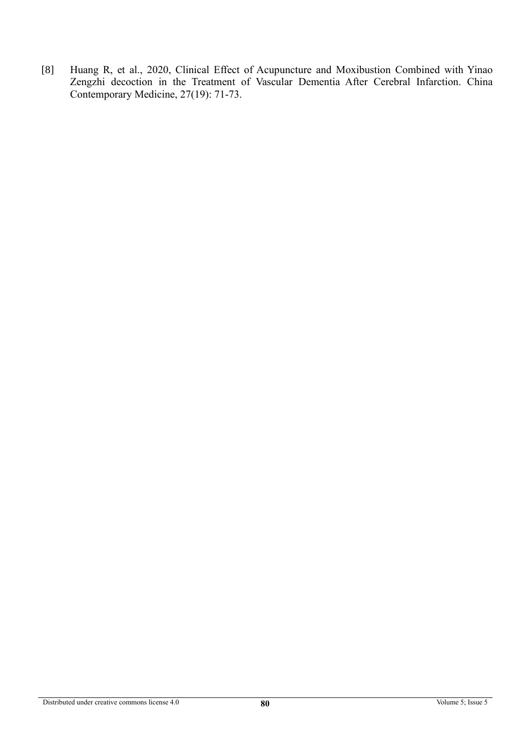[8] Huang R, et al., 2020, Clinical Effect of Acupuncture and Moxibustion Combined with Yinao Zengzhi decoction in the Treatment of Vascular Dementia After Cerebral Infarction. China Contemporary Medicine, 27(19): 71-73.